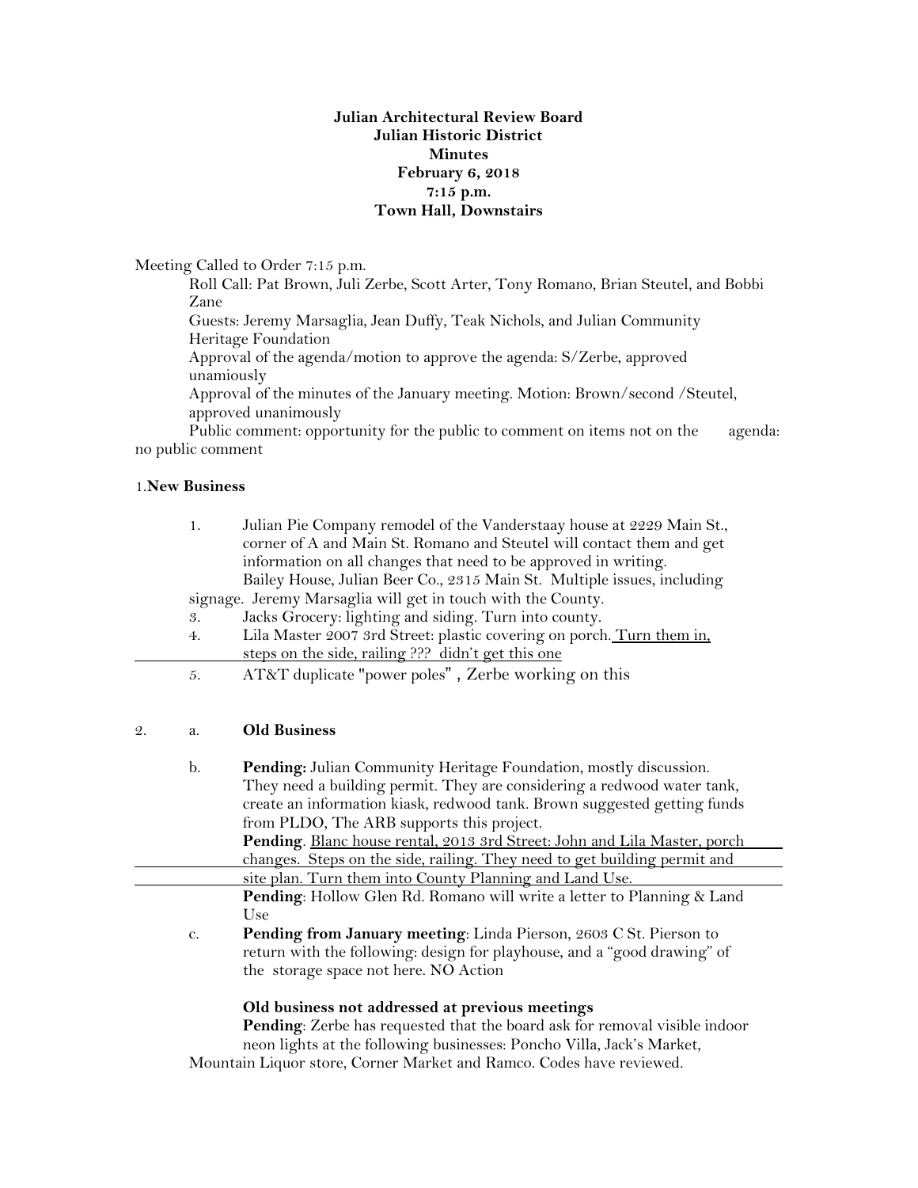**Julian Architectural Review Board**
**Julian Historic District**
**Minutes**
**February 6, 2018**
**7:15 p.m.**
**Town Hall, Downstairs**

Meeting Called to Order 7:15 p.m.

Roll Call: Pat Brown, Juli Zerbe, Scott Arter, Tony Romano, Brian Steutel, and Bobbi Zane

Guests: Jeremy Marsaglia, Jean Duffy, Teak Nichols, and Julian Community Heritage Foundation

Approval of the agenda/motion to approve the agenda: S/Zerbe, approved unamiously

Approval of the minutes of the January meeting. Motion: Brown/second /Steutel, approved unanimously

Public comment: opportunity for the public to comment on items not on the agenda: no public comment

1.**New Business**

1. Julian Pie Company remodel of the Vanderstaay house at 2229 Main St., corner of A and Main St. Romano and Steutel will contact them and get information on all changes that need to be approved in writing.
   Bailey House, Julian Beer Co., 2315 Main St. Multiple issues, including signage. Jeremy Marsaglia will get in touch with the County.
3. Jacks Grocery: lighting and siding. Turn into county.
4. Lila Master 2007 3rd Street: plastic covering on porch. <u>Turn them in, steps on the side, railing ??? didn't get this one</u>
5. AT&T duplicate "power poles" , Zerbe working on this

2. a. **Old Business**

b. **Pending:** Julian Community Heritage Foundation, mostly discussion. They need a building permit. They are considering a redwood water tank, create an information kiask, redwood tank. Brown suggested getting funds from PLDO, The ARB supports this project.

**Pending**. <u>Blanc house rental, 2013 3rd Street: John and Lila Master, porch changes. Steps on the side, railing. They need to get building permit and site plan. Turn them into County Planning and Land Use.</u>

**Pending**: Hollow Glen Rd. Romano will write a letter to Planning & Land Use

c. **Pending from January meeting**: Linda Pierson, 2603 C St. Pierson to return with the following: design for playhouse, and a "good drawing" of the storage space not here. NO Action

**Old business not addressed at previous meetings**

**Pending**: Zerbe has requested that the board ask for removal visible indoor neon lights at the following businesses: Poncho Villa, Jack's Market, Mountain Liquor store, Corner Market and Ramco. Codes have reviewed.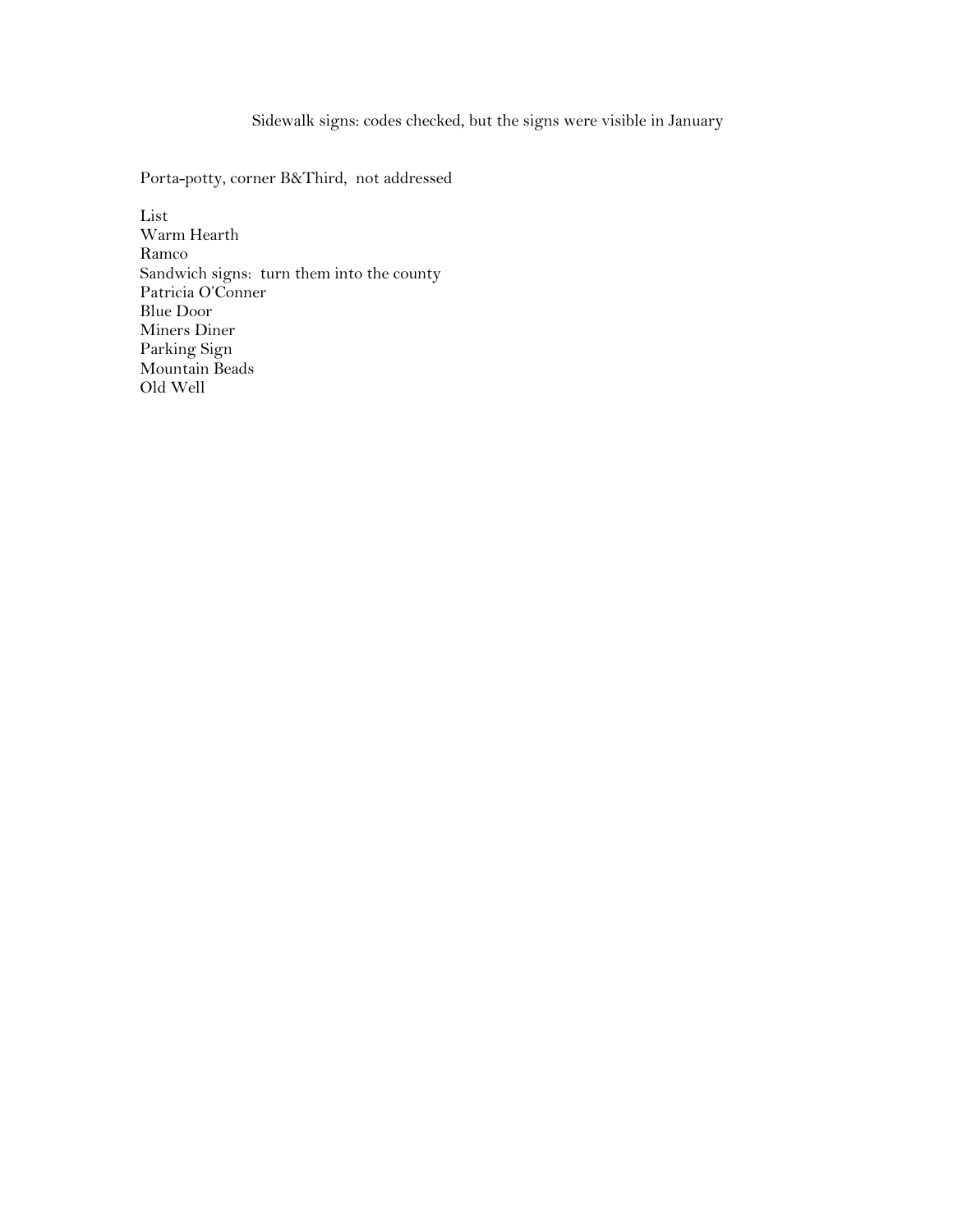Sidewalk signs: codes checked, but the signs were visible in January

Porta-potty, corner B&Third, not addressed

List
Warm Hearth
Ramco
Sandwich signs: turn them into the county
Patricia O'Conner
Blue Door
Miners Diner
Parking Sign
Mountain Beads
Old Well